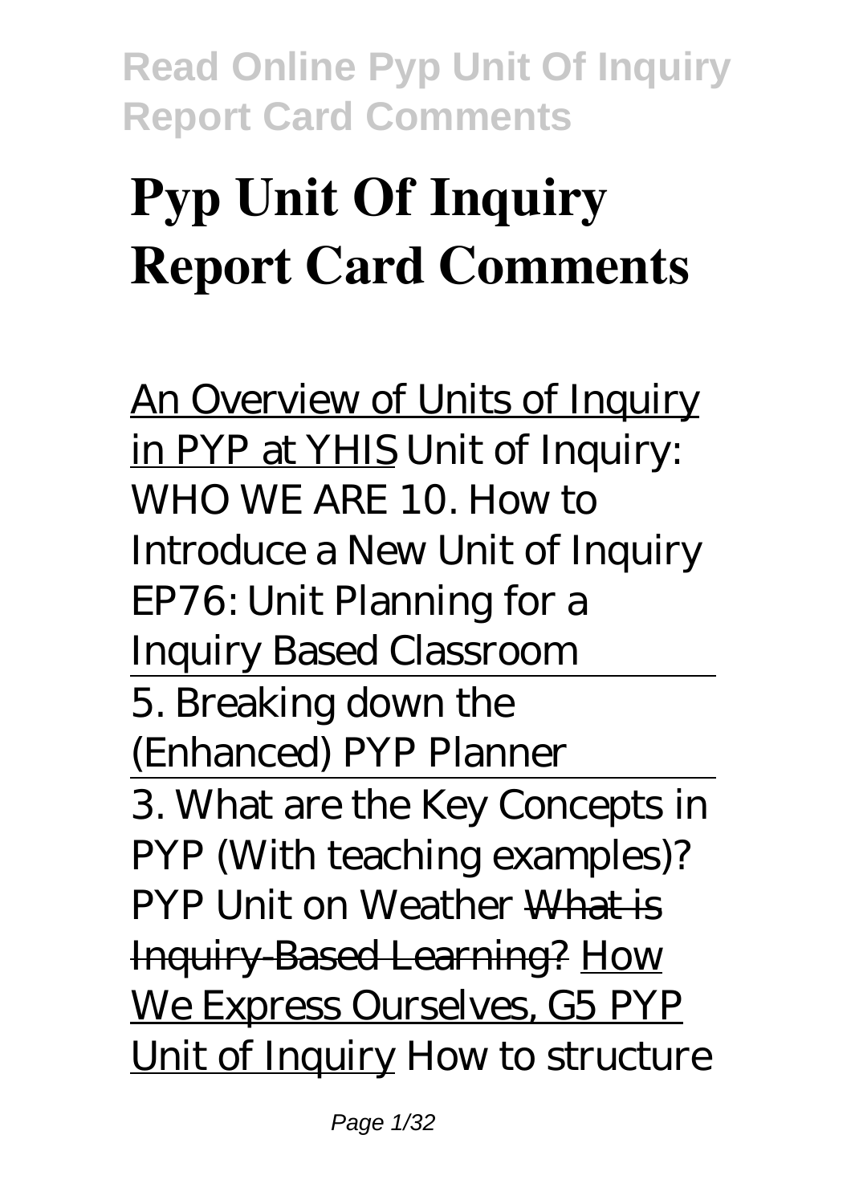# Pyp Unit Of Inquiry Report Card Comments

An Overview of Units of Inquiry in PYP at YHIS *Unit of Inquiry: WHO WE ARE* *10. How to Introduce a New Unit of Inquiry* *EP76: Unit Planning for a Inquiry Based Classroom*

5. Breaking down the (Enhanced) PYP Planner

3. What are the Key Concepts in PYP (With teaching examples)? *PYP Unit on Weather* What is Inquiry-Based Learning? How We Express Ourselves, G5 PYP Unit of Inquiry *How to structure*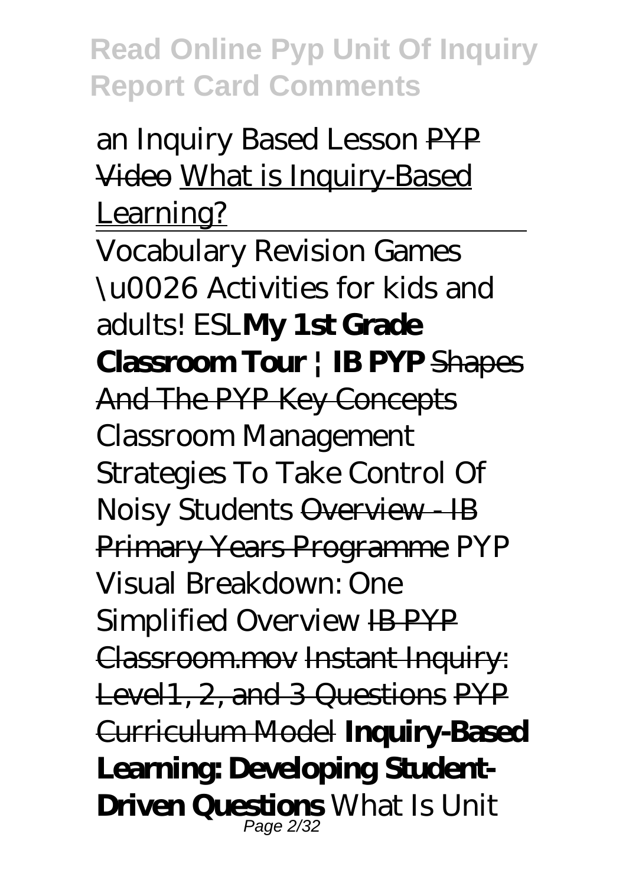*an Inquiry Based Lesson* ~~PYP Video~~ What is Inquiry-Based Learning?

Vocabulary Revision Games \u0026 Activities for kids and adults! ESL**My 1st Grade Classroom Tour | IB PYP** ~~Shapes And The PYP Key Concepts~~ *Classroom Management Strategies To Take Control Of Noisy Students* ~~Overview - IB Primary Years Programme~~ *PYP Visual Breakdown: One Simplified Overview* ~~IB PYP Classroom.mov~~ ~~Instant Inquiry: Level1, 2, and 3 Questions~~ ~~PYP Curriculum Model~~ **Inquiry-Based Learning: Developing Student-Driven Questions** *What Is Unit*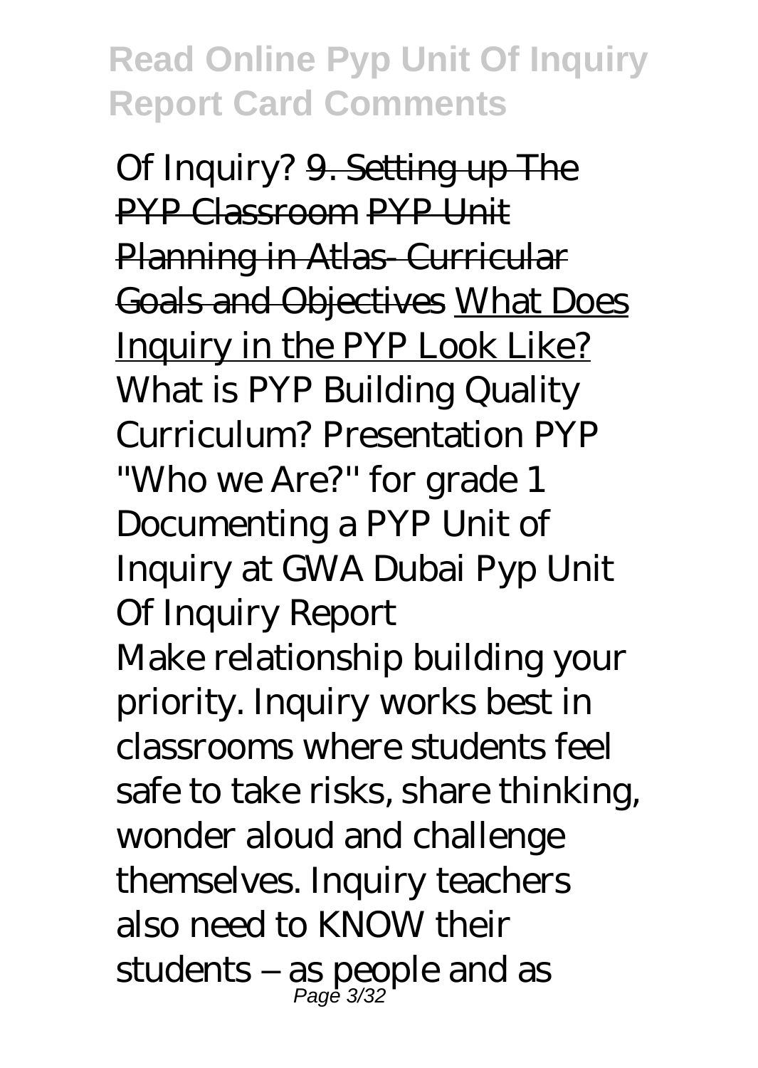Of Inquiry? ~~9. Setting up The PYP Classroom~~ ~~PYP Unit Planning in Atlas- Curricular Goals and Objectives~~ What Does Inquiry in the PYP Look Like? *What is PYP Building Quality Curriculum? Presentation PYP ''Who we Are?'' for grade 1 Documenting a PYP Unit of Inquiry at GWA Dubai Pyp Unit Of Inquiry Report*

Make relationship building your priority. Inquiry works best in classrooms where students feel safe to take risks, share thinking, wonder aloud and challenge themselves. Inquiry teachers also need to KNOW their students – as people and as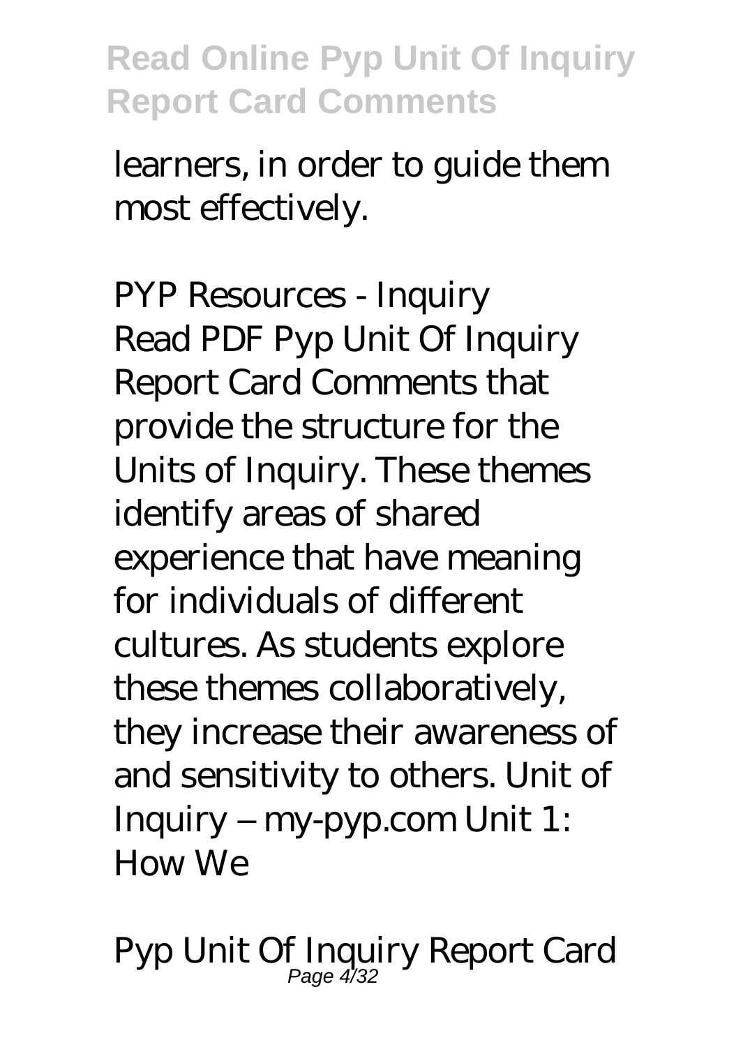learners, in order to guide them most effectively.

*PYP Resources - Inquiry*

Read PDF Pyp Unit Of Inquiry Report Card Comments that provide the structure for the Units of Inquiry. These themes identify areas of shared experience that have meaning for individuals of different cultures. As students explore these themes collaboratively, they increase their awareness of and sensitivity to others. Unit of Inquiry – my-pyp.com Unit 1: How We

*Pyp Unit Of Inquiry Report Card*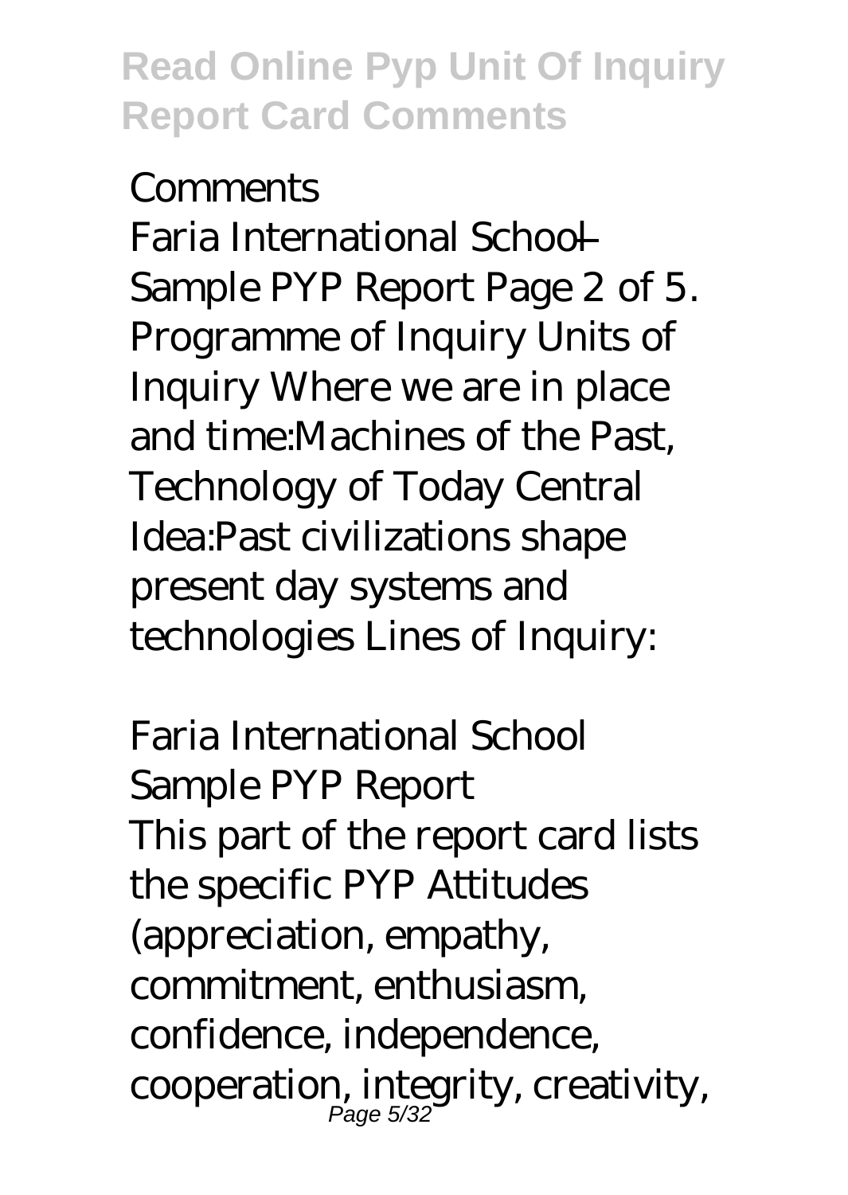*Comments*

Faria International School — Sample PYP Report Page 2 of 5. Programme of Inquiry Units of Inquiry Where we are in place and time:Machines of the Past, Technology of Today Central Idea:Past civilizations shape present day systems and technologies Lines of Inquiry:

*Faria International School Sample PYP Report*

This part of the report card lists the specific PYP Attitudes (appreciation, empathy, commitment, enthusiasm, confidence, independence, cooperation, integrity, creativity,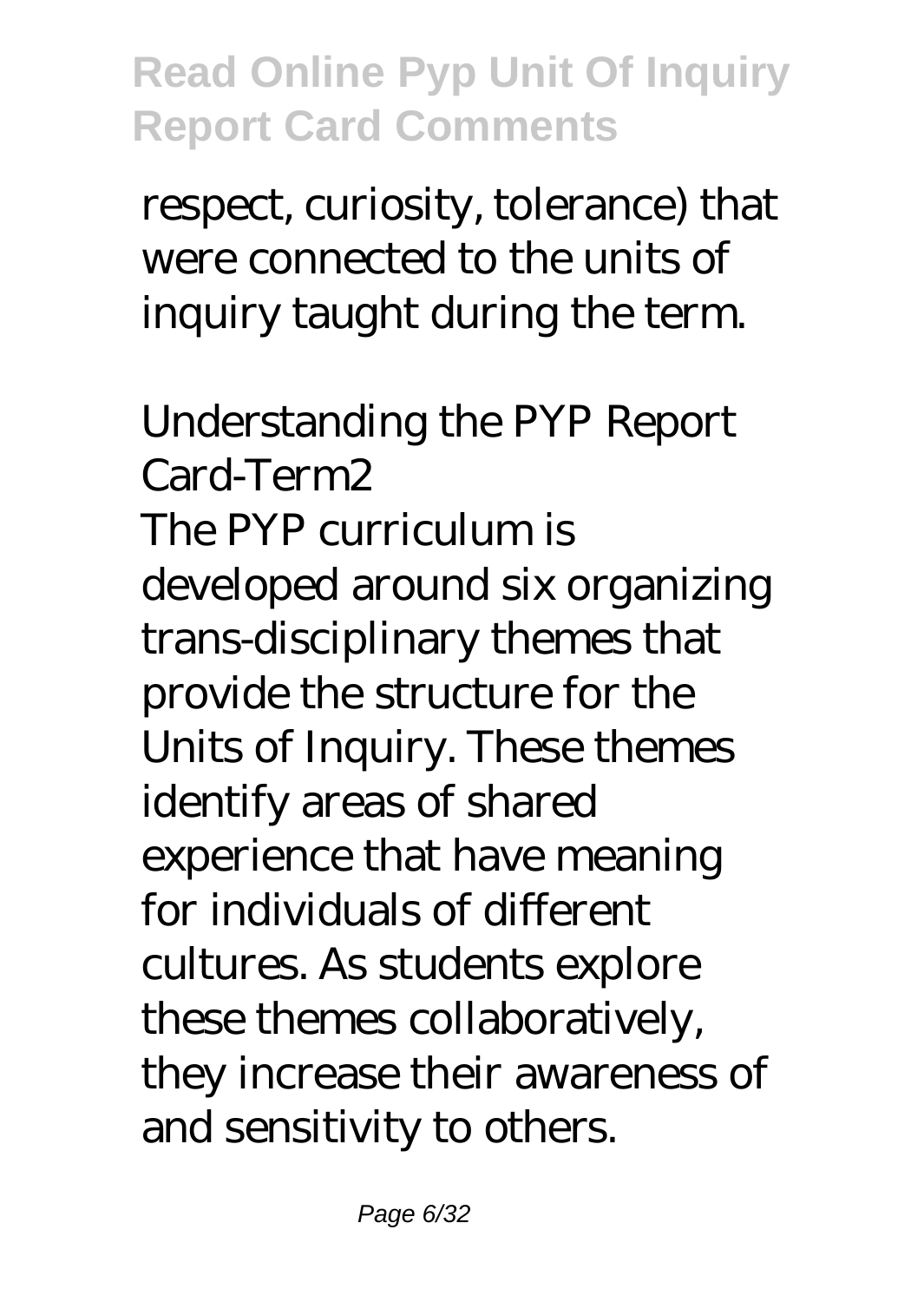respect, curiosity, tolerance) that were connected to the units of inquiry taught during the term.

*Understanding the PYP Report Card-Term2*

The PYP curriculum is developed around six organizing trans-disciplinary themes that provide the structure for the Units of Inquiry. These themes identify areas of shared experience that have meaning for individuals of different cultures. As students explore these themes collaboratively, they increase their awareness of and sensitivity to others.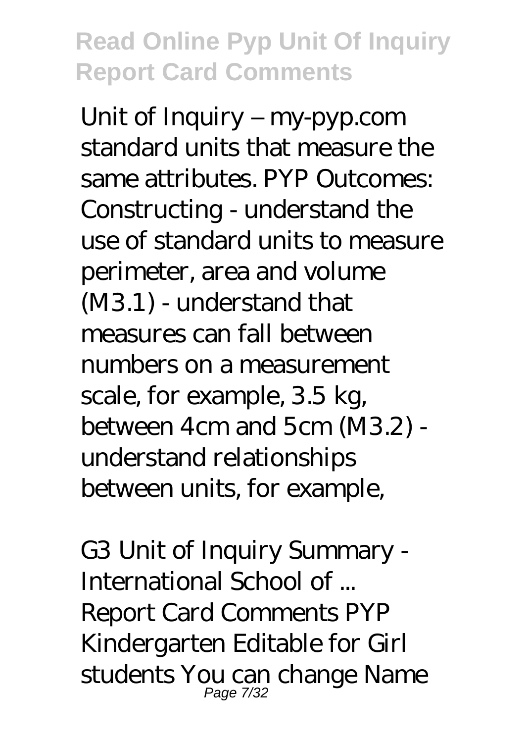*Unit of Inquiry – my-pyp.com*

standard units that measure the same attributes. PYP Outcomes: Constructing - understand the use of standard units to measure perimeter, area and volume (M3.1) - understand that measures can fall between numbers on a measurement scale, for example, 3.5 kg, between 4cm and 5cm (M3.2) - understand relationships between units, for example,

*G3 Unit of Inquiry Summary - International School of ...*

Report Card Comments PYP Kindergarten Editable for Girl students You can change Name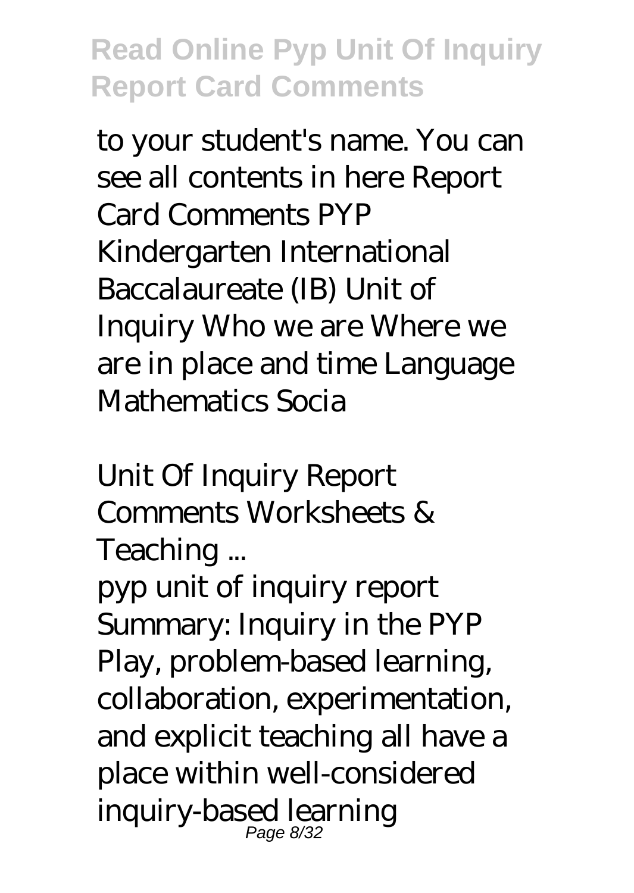to your student's name. You can see all contents in here Report Card Comments PYP Kindergarten International Baccalaureate (IB) Unit of Inquiry Who we are Where we are in place and time Language Mathematics Socia

*Unit Of Inquiry Report Comments Worksheets & Teaching ...*

pyp unit of inquiry report Summary: Inquiry in the PYP Play, problem-based learning, collaboration, experimentation, and explicit teaching all have a place within well-considered inquiry-based learning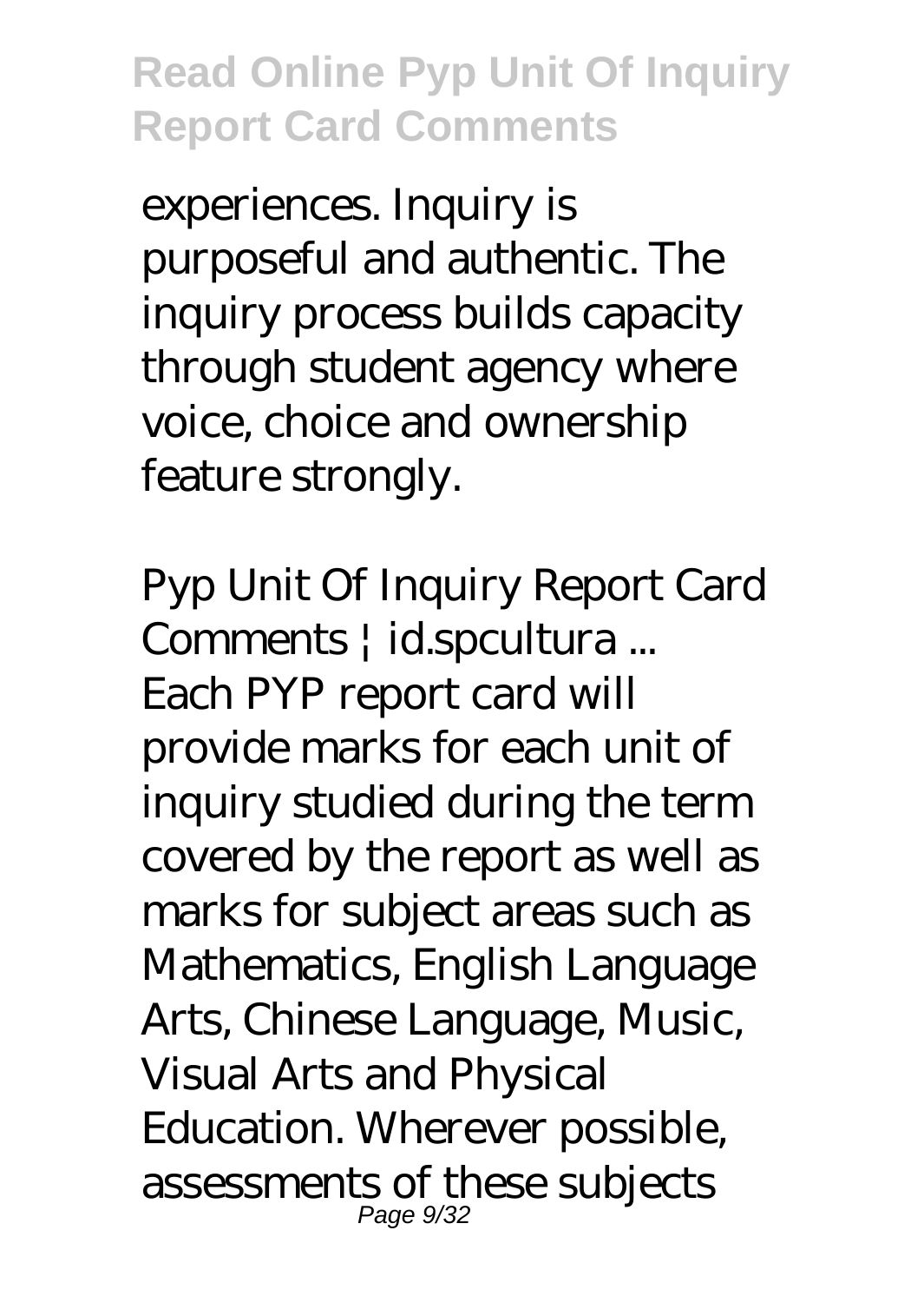experiences. Inquiry is purposeful and authentic. The inquiry process builds capacity through student agency where voice, choice and ownership feature strongly.

*Pyp Unit Of Inquiry Report Card Comments | id.spcultura ...*

Each PYP report card will provide marks for each unit of inquiry studied during the term covered by the report as well as marks for subject areas such as Mathematics, English Language Arts, Chinese Language, Music, Visual Arts and Physical Education. Wherever possible, assessments of these subjects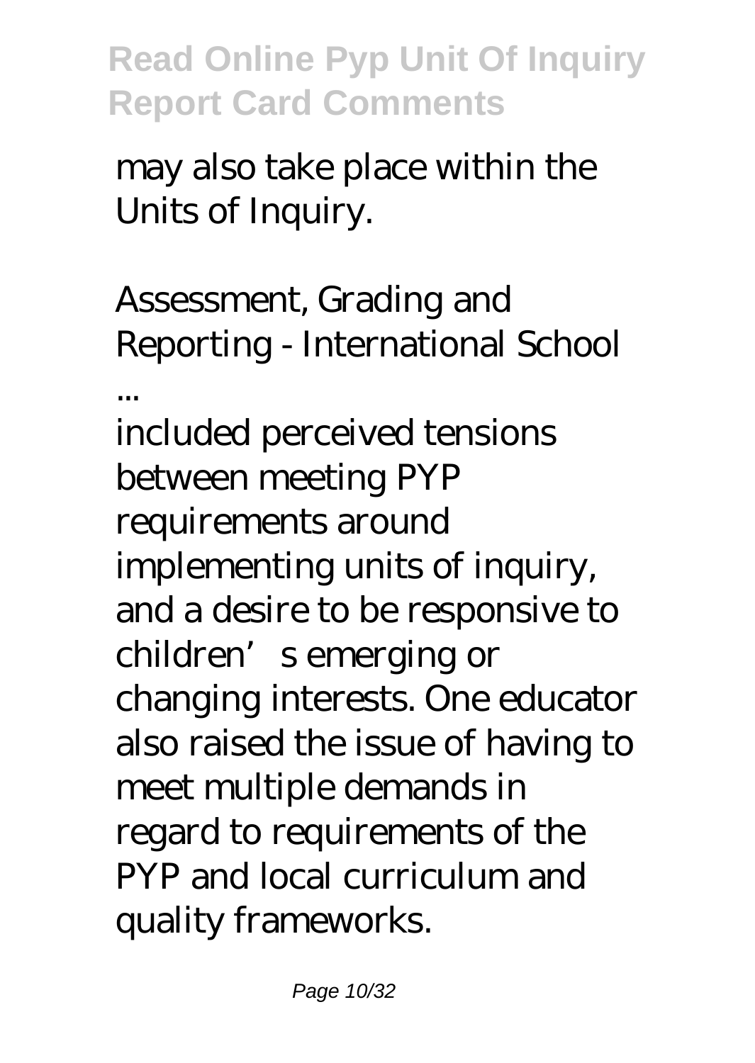may also take place within the Units of Inquiry.

*Assessment, Grading and Reporting - International School ...*

included perceived tensions between meeting PYP requirements around implementing units of inquiry, and a desire to be responsive to children's emerging or changing interests. One educator also raised the issue of having to meet multiple demands in regard to requirements of the PYP and local curriculum and quality frameworks.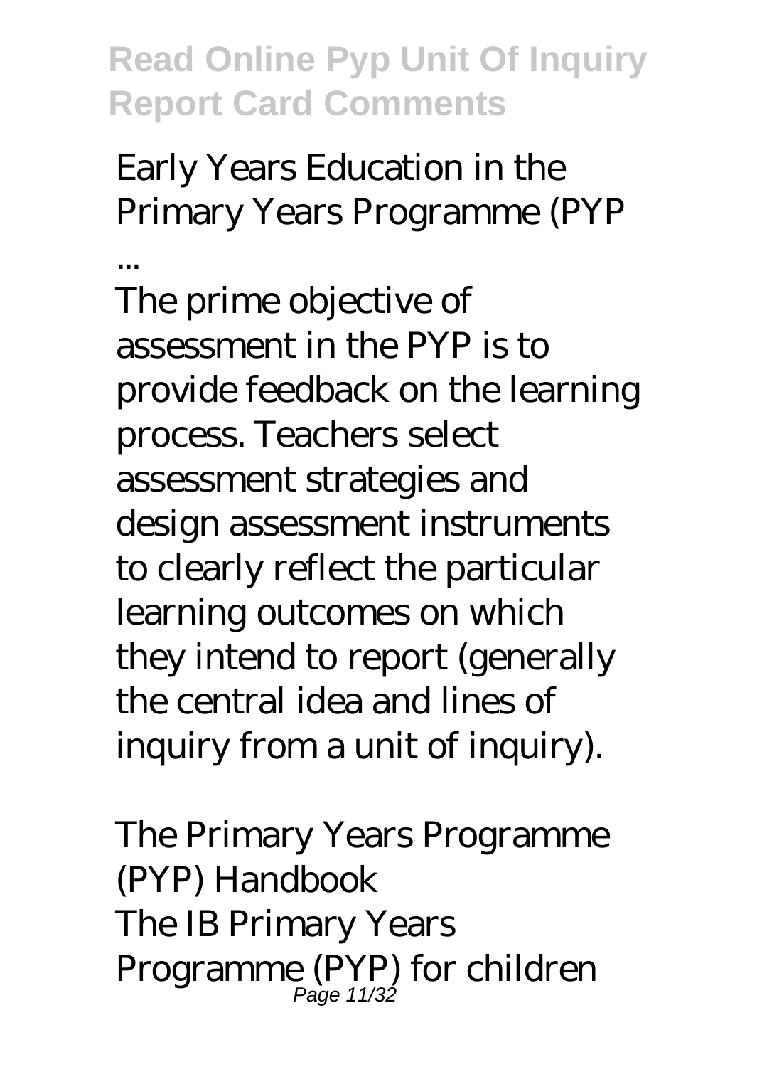*Early Years Education in the Primary Years Programme (PYP ...*

The prime objective of assessment in the PYP is to provide feedback on the learning process. Teachers select assessment strategies and design assessment instruments to clearly reflect the particular learning outcomes on which they intend to report (generally the central idea and lines of inquiry from a unit of inquiry).

*The Primary Years Programme (PYP) Handbook*

The IB Primary Years Programme (PYP) for children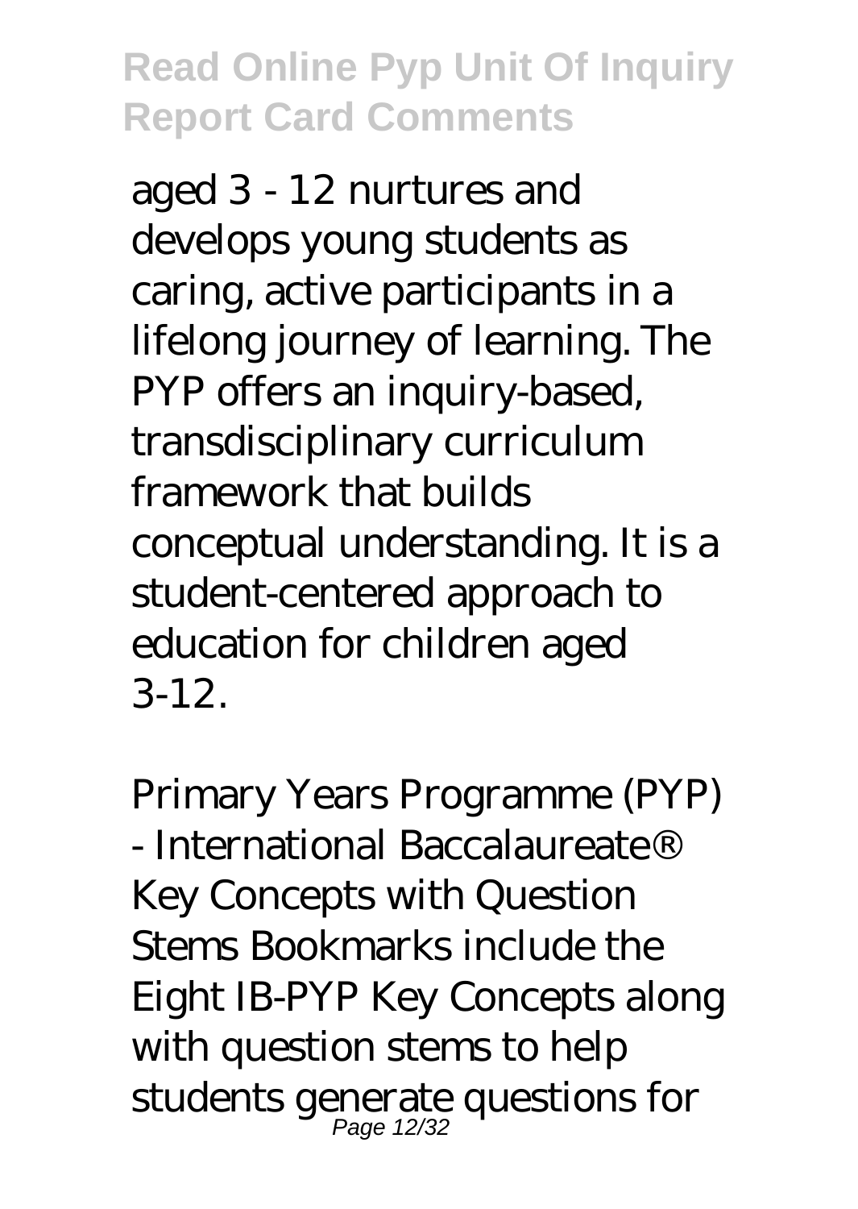aged 3 - 12 nurtures and develops young students as caring, active participants in a lifelong journey of learning. The PYP offers an inquiry-based, transdisciplinary curriculum framework that builds conceptual understanding. It is a student-centered approach to education for children aged 3-12.

Primary Years Programme (PYP) - International Baccalaureate® Key Concepts with Question Stems Bookmarks include the Eight IB-PYP Key Concepts along with question stems to help students generate questions for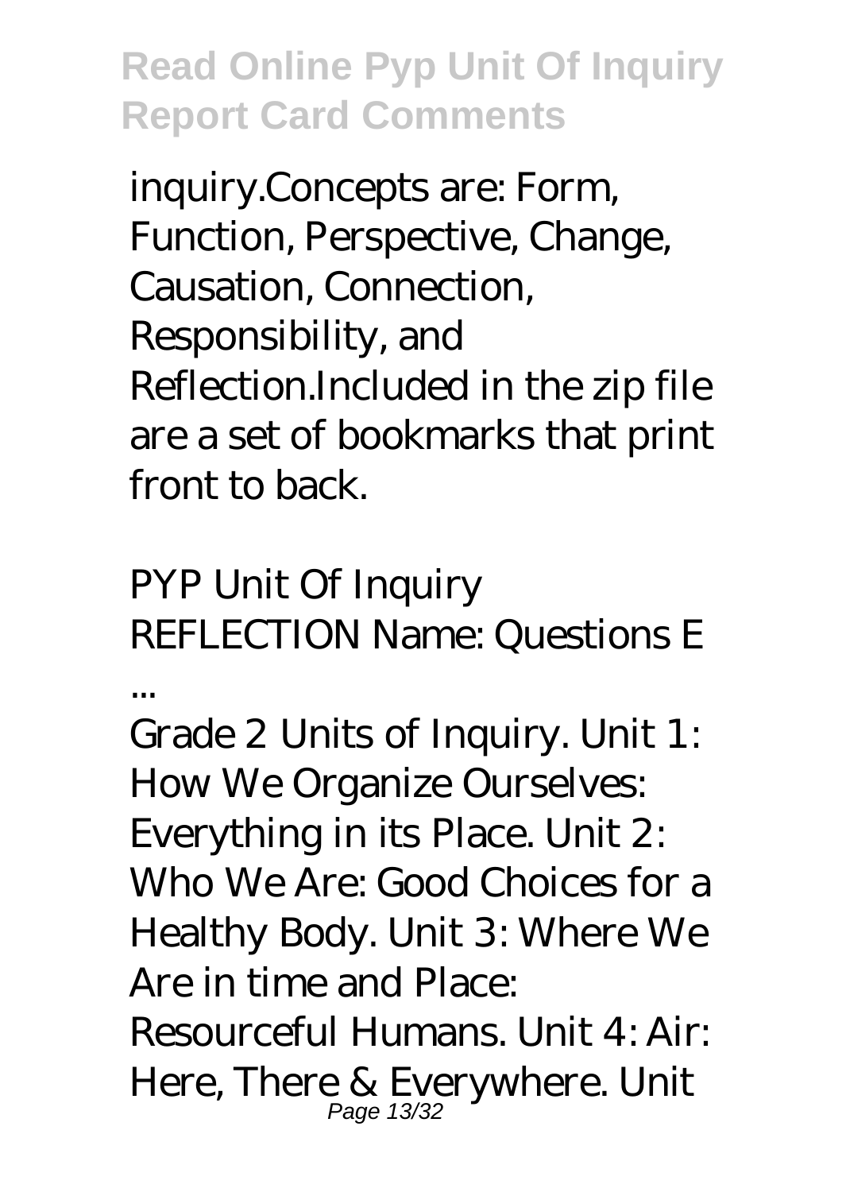inquiry.Concepts are: Form, Function, Perspective, Change, Causation, Connection, Responsibility, and Reflection.Included in the zip file are a set of bookmarks that print front to back.

*PYP Unit Of Inquiry REFLECTION Name: Questions E ...*

Grade 2 Units of Inquiry. Unit 1: How We Organize Ourselves: Everything in its Place. Unit 2: Who We Are: Good Choices for a Healthy Body. Unit 3: Where We Are in time and Place: Resourceful Humans. Unit 4: Air: Here, There & Everywhere. Unit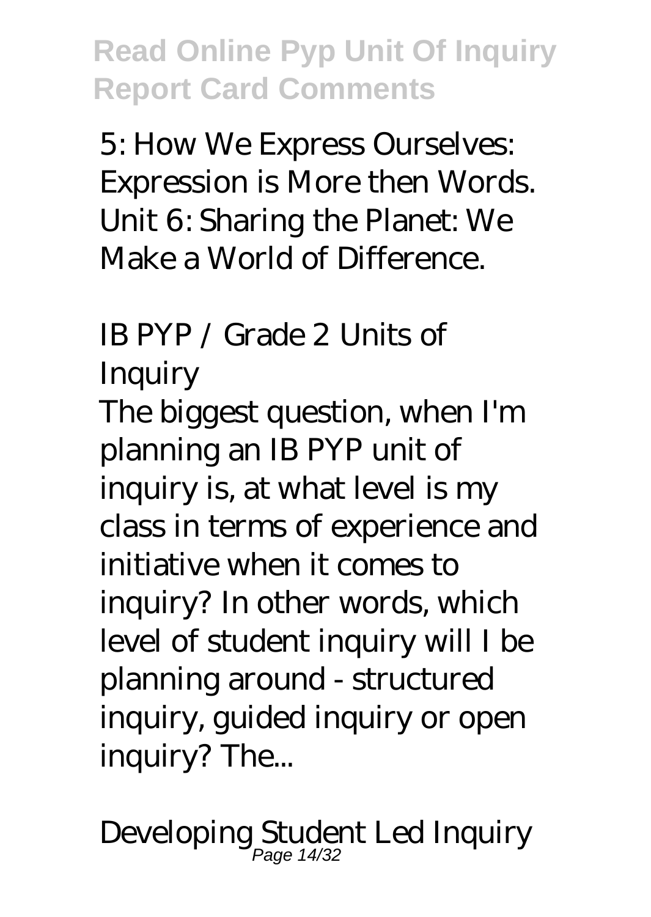5: How We Express Ourselves: Expression is More then Words. Unit 6: Sharing the Planet: We Make a World of Difference.

## IB PYP / Grade 2 Units of Inquiry

The biggest question, when I'm planning an IB PYP unit of inquiry is, at what level is my class in terms of experience and initiative when it comes to inquiry? In other words, which level of student inquiry will I be planning around - structured inquiry, guided inquiry or open inquiry? The...

## Developing Student Led Inquiry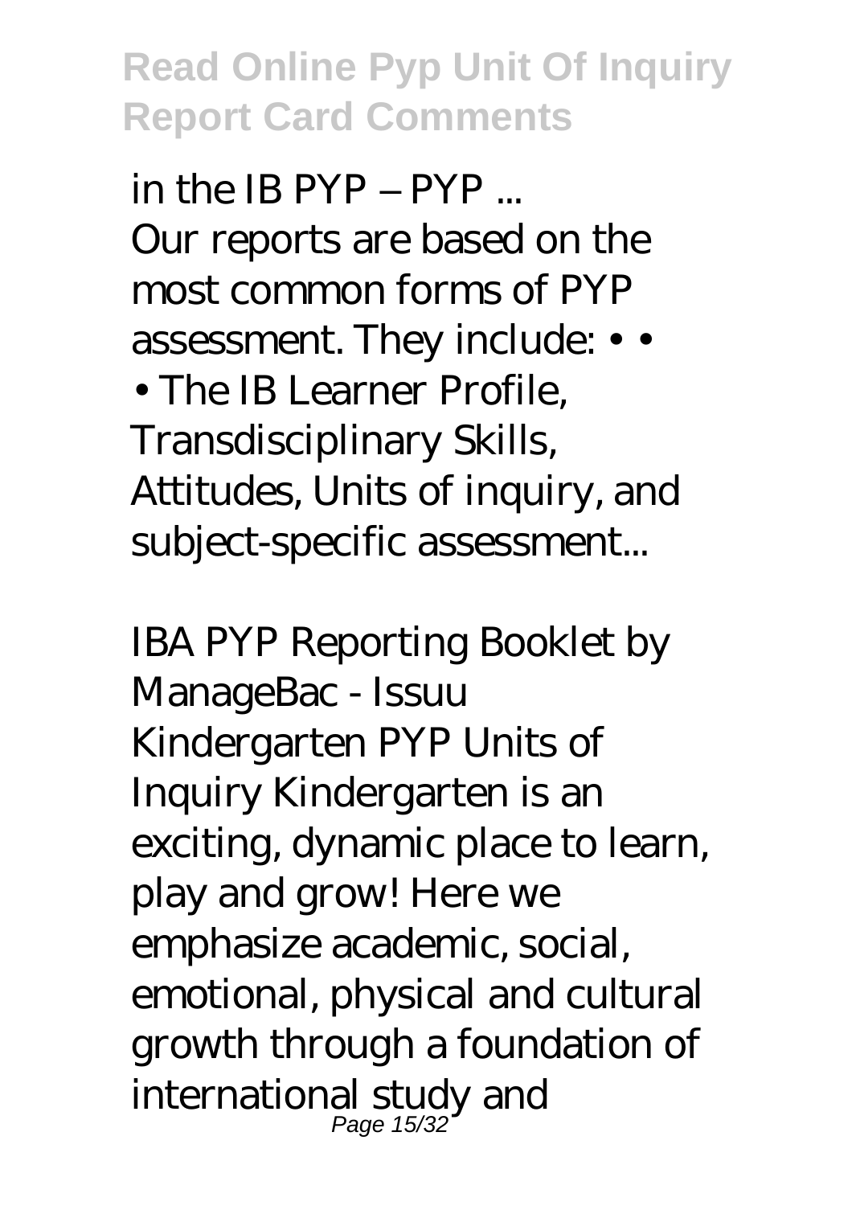*in the IB PYP – PYP ...*

Our reports are based on the most common forms of PYP assessment. They include: • • • The IB Learner Profile, Transdisciplinary Skills, Attitudes, Units of inquiry, and subject-specific assessment...

*IBA PYP Reporting Booklet by ManageBac - Issuu*

Kindergarten PYP Units of Inquiry Kindergarten is an exciting, dynamic place to learn, play and grow! Here we emphasize academic, social, emotional, physical and cultural growth through a foundation of international study and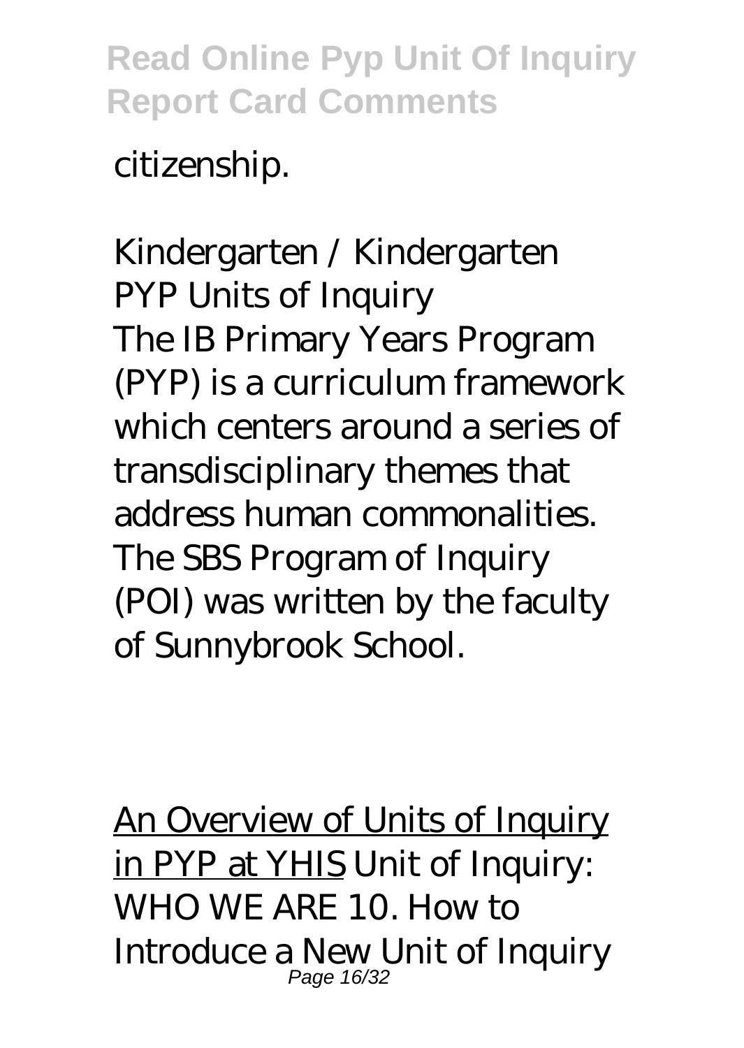citizenship.

*Kindergarten / Kindergarten PYP Units of Inquiry*

The IB Primary Years Program (PYP) is a curriculum framework which centers around a series of transdisciplinary themes that address human commonalities. The SBS Program of Inquiry (POI) was written by the faculty of Sunnybrook School.

An Overview of Units of Inquiry in PYP at YHIS Unit of Inquiry: WHO WE ARE 10. How to Introduce a New Unit of Inquiry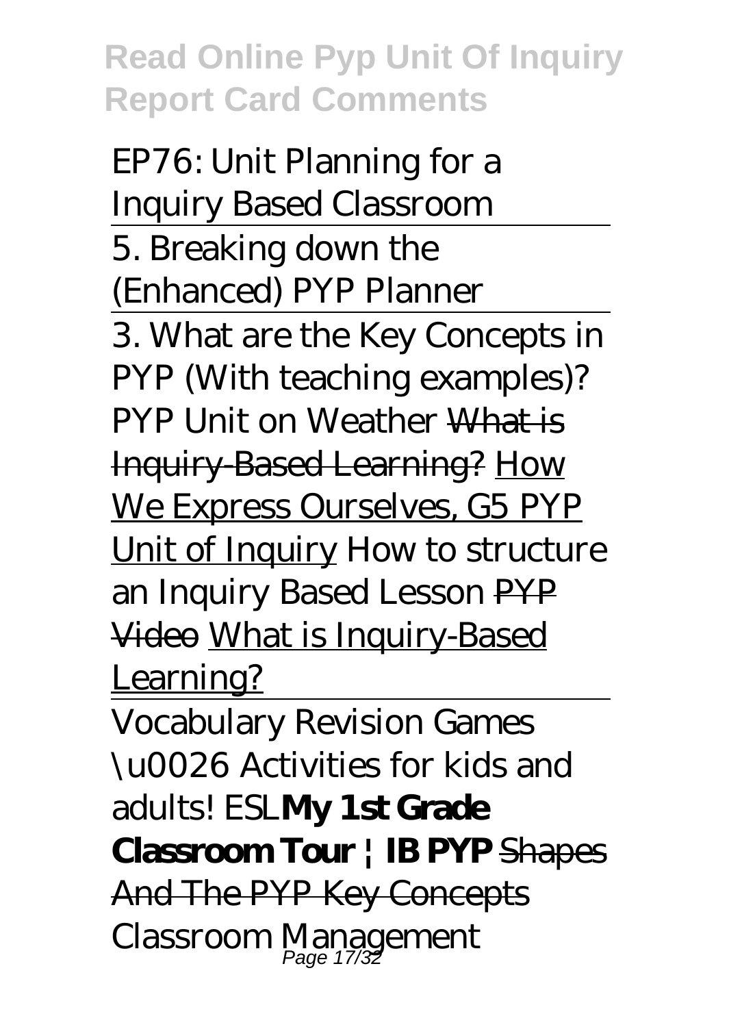EP76: Unit Planning for a Inquiry Based Classroom

5. Breaking down the (Enhanced) PYP Planner

3. What are the Key Concepts in PYP (With teaching examples)? PYP Unit on Weather ~~What is Inquiry-Based Learning?~~ How We Express Ourselves, G5 PYP Unit of Inquiry How to structure an Inquiry Based Lesson ~~PYP Video~~ What is Inquiry-Based Learning?

Vocabulary Revision Games \u0026 Activities for kids and adults! ESL **My 1st Grade Classroom Tour | IB PYP** ~~Shapes And The PYP Key Concepts~~ Classroom Management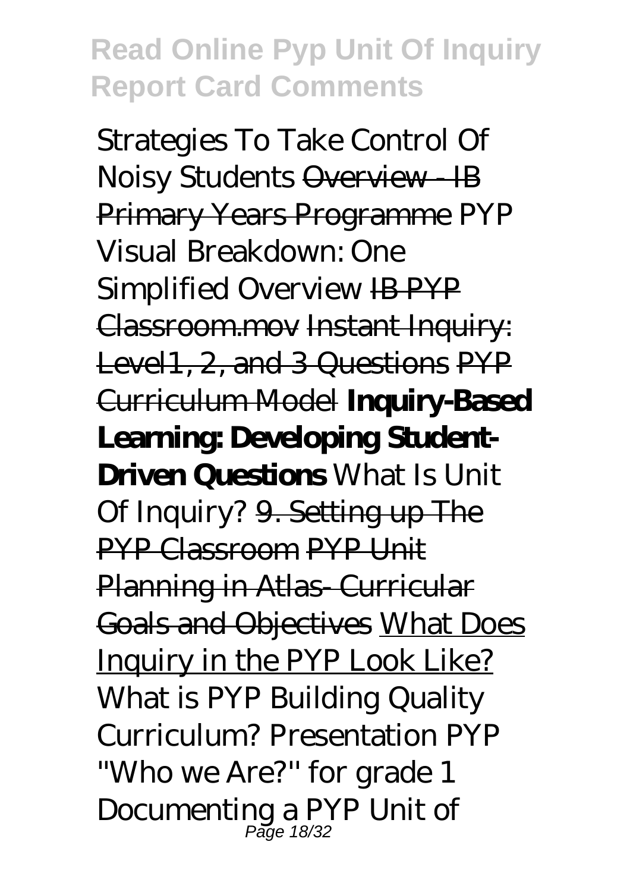Strategies To Take Control Of Noisy Students ~~Overview - IB Primary Years Programme~~ PYP Visual Breakdown: One Simplified Overview ~~IB PYP Classroom.mov~~ ~~Instant Inquiry: Level1, 2, and 3 Questions~~ ~~PYP Curriculum Model~~ **Inquiry-Based Learning: Developing Student-Driven Questions** What Is Unit Of Inquiry? ~~9. Setting up The PYP Classroom~~ ~~PYP Unit Planning in Atlas- Curricular Goals and Objectives~~ What Does Inquiry in the PYP Look Like? What is PYP Building Quality Curriculum? Presentation PYP ''Who we Are?'' for grade 1 Documenting a PYP Unit of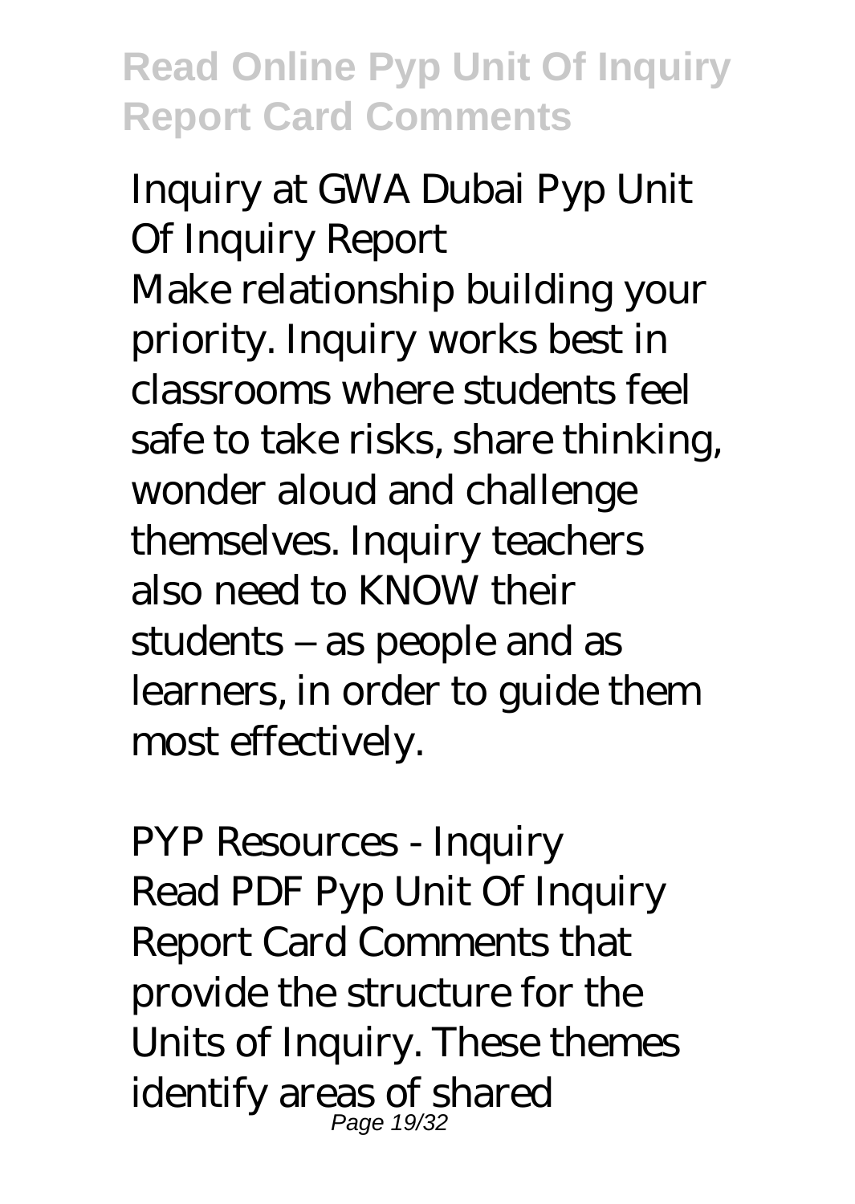*Inquiry at GWA Dubai Pyp Unit Of Inquiry Report*

Make relationship building your priority. Inquiry works best in classrooms where students feel safe to take risks, share thinking, wonder aloud and challenge themselves. Inquiry teachers also need to KNOW their students – as people and as learners, in order to guide them most effectively.

*PYP Resources - Inquiry*

Read PDF Pyp Unit Of Inquiry Report Card Comments that provide the structure for the Units of Inquiry. These themes identify areas of shared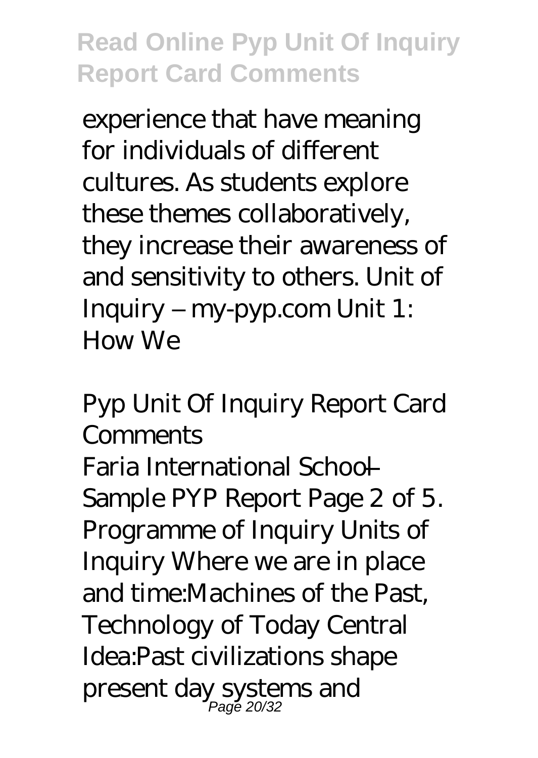experience that have meaning for individuals of different cultures. As students explore these themes collaboratively, they increase their awareness of and sensitivity to others. Unit of Inquiry – my-pyp.com Unit 1: How We

## Pyp Unit Of Inquiry Report Card Comments

Faria International School — Sample PYP Report Page 2 of 5. Programme of Inquiry Units of Inquiry Where we are in place and time:Machines of the Past, Technology of Today Central Idea:Past civilizations shape present day systems and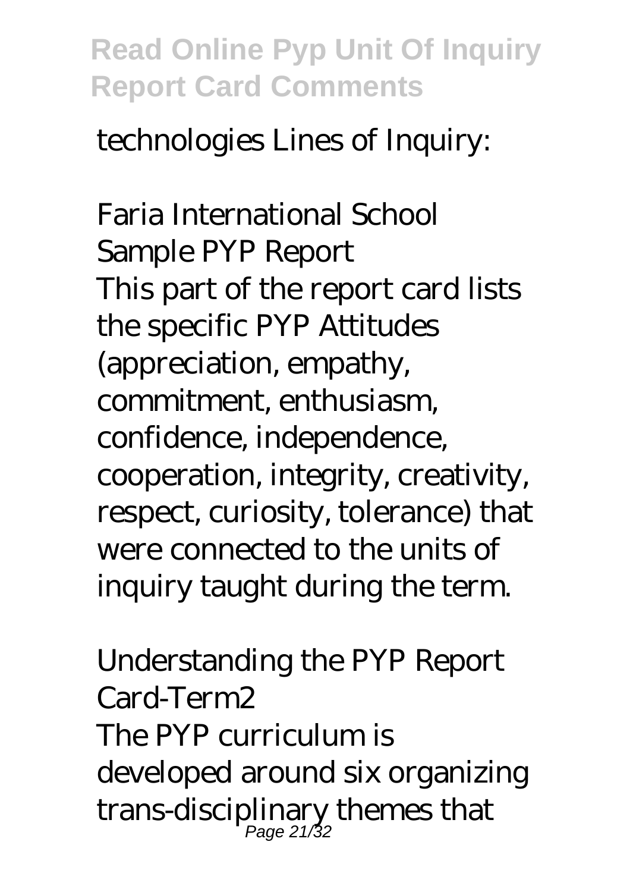technologies Lines of Inquiry:

*Faria International School Sample PYP Report*

This part of the report card lists the specific PYP Attitudes (appreciation, empathy, commitment, enthusiasm, confidence, independence, cooperation, integrity, creativity, respect, curiosity, tolerance) that were connected to the units of inquiry taught during the term.

*Understanding the PYP Report Card-Term2*

The PYP curriculum is developed around six organizing trans-disciplinary themes that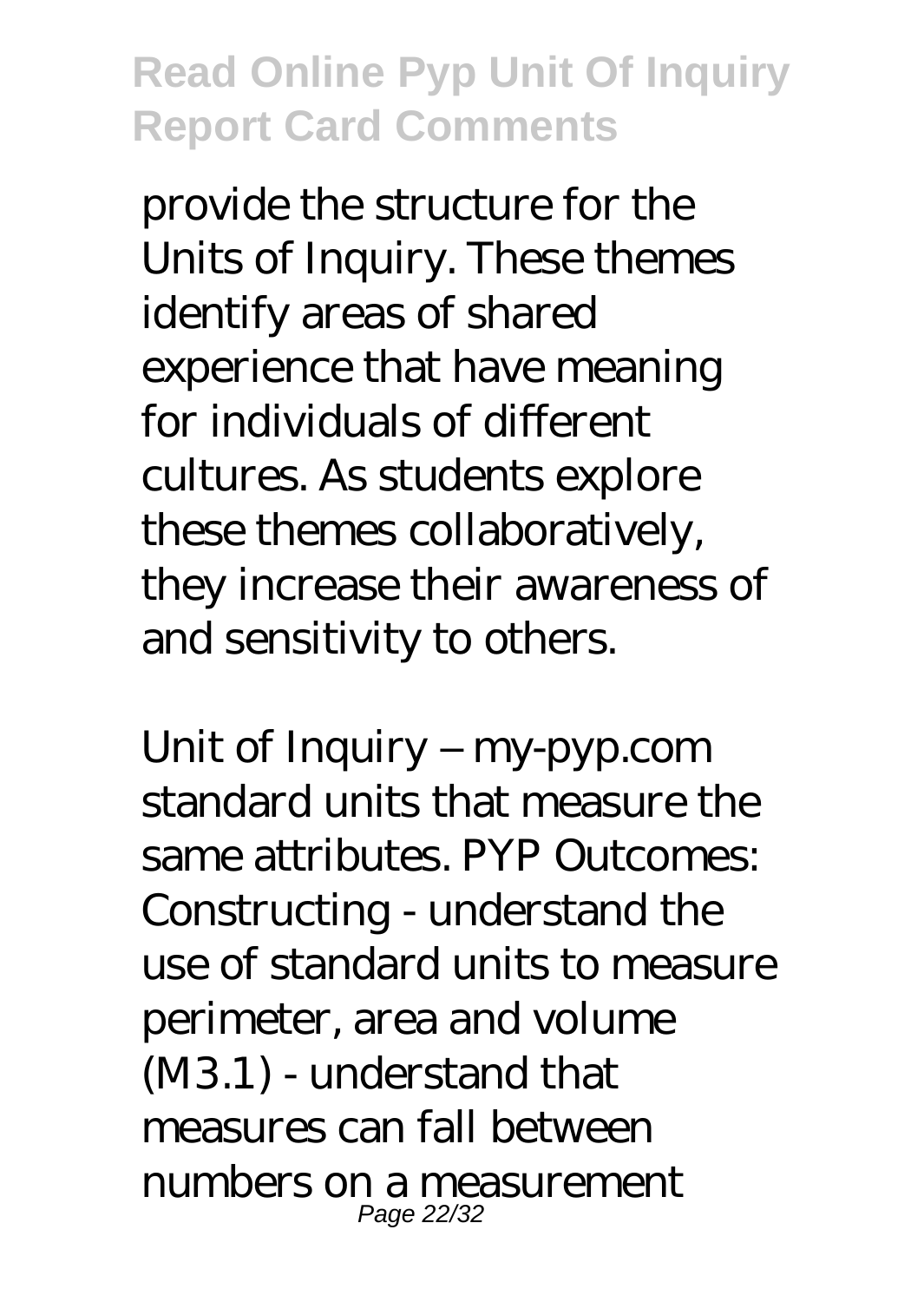provide the structure for the Units of Inquiry. These themes identify areas of shared experience that have meaning for individuals of different cultures. As students explore these themes collaboratively, they increase their awareness of and sensitivity to others.

Unit of Inquiry – my-pyp.com standard units that measure the same attributes. PYP Outcomes: Constructing - understand the use of standard units to measure perimeter, area and volume (M3.1) - understand that measures can fall between numbers on a measurement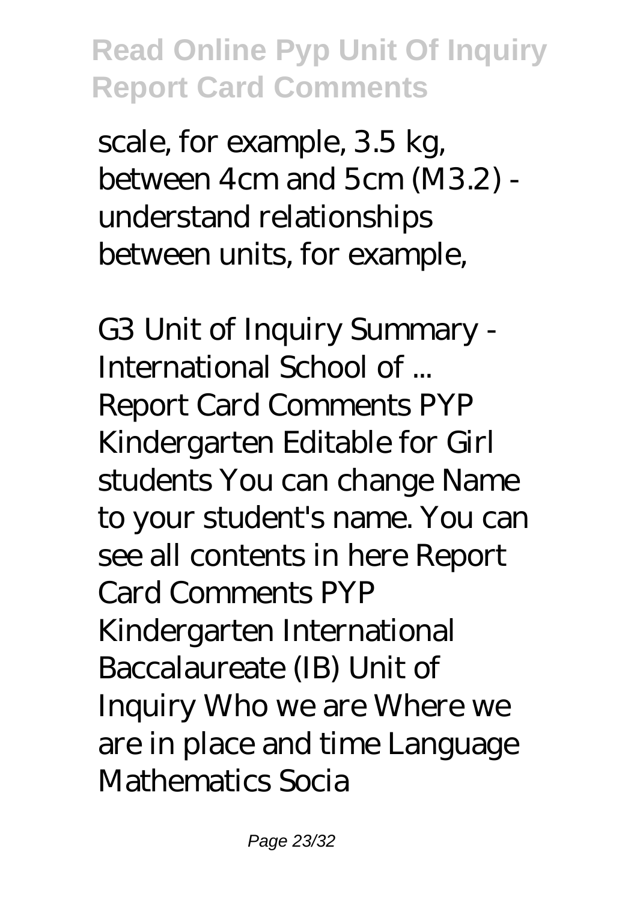scale, for example, 3.5 kg, between 4cm and 5cm (M3.2) - understand relationships between units, for example,

*G3 Unit of Inquiry Summary - International School of ...*

Report Card Comments PYP Kindergarten Editable for Girl students You can change Name to your student's name. You can see all contents in here Report Card Comments PYP Kindergarten International Baccalaureate (IB) Unit of Inquiry Who we are Where we are in place and time Language Mathematics Socia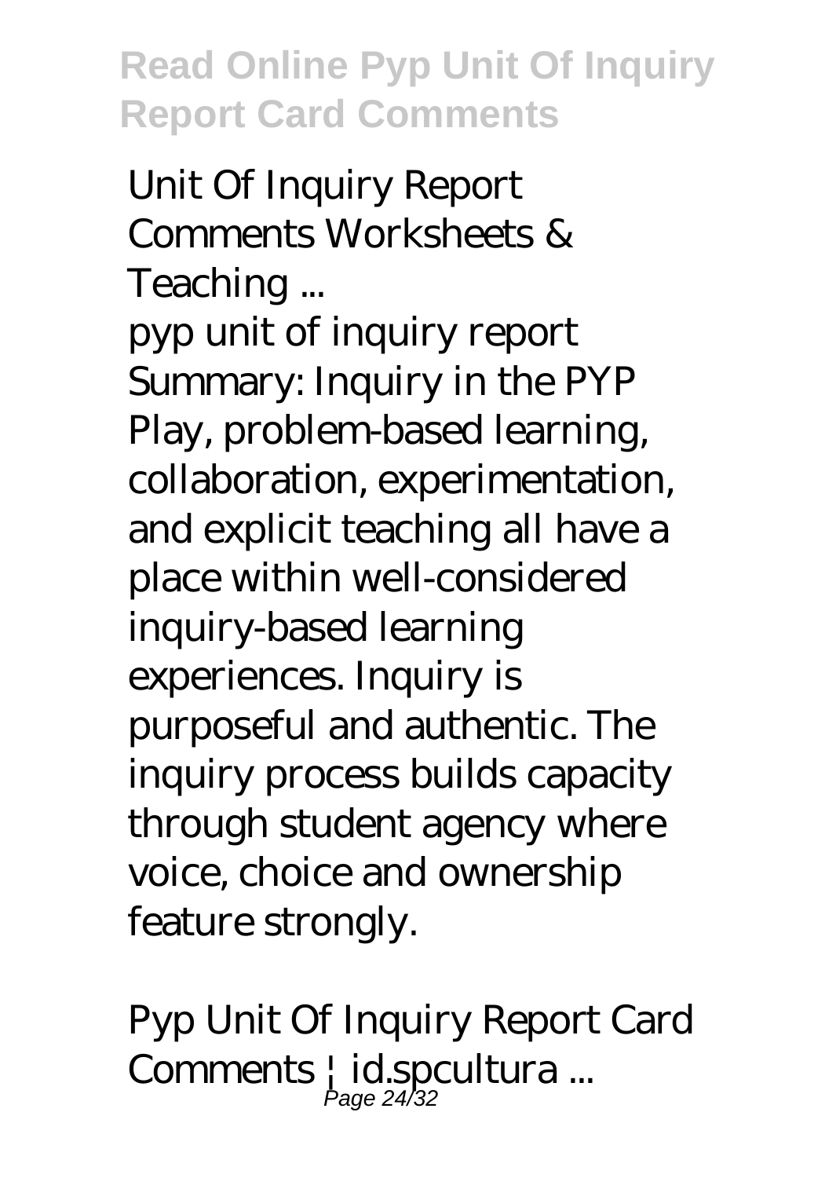*Unit Of Inquiry Report Comments Worksheets & Teaching ...*

pyp unit of inquiry report Summary: Inquiry in the PYP Play, problem-based learning, collaboration, experimentation, and explicit teaching all have a place within well-considered inquiry-based learning experiences. Inquiry is purposeful and authentic. The inquiry process builds capacity through student agency where voice, choice and ownership feature strongly.

*Pyp Unit Of Inquiry Report Card Comments | id.spcultura ...*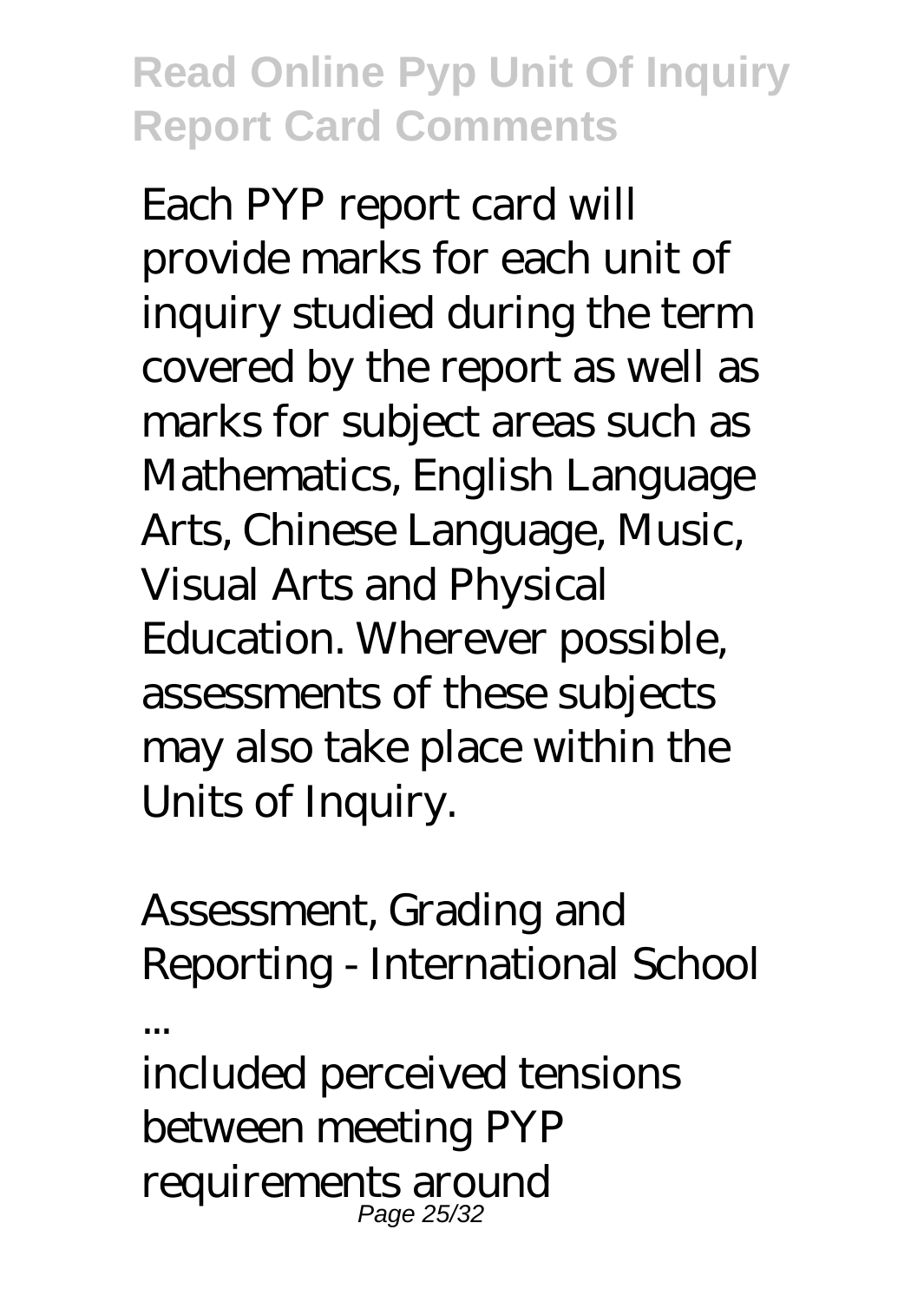Each PYP report card will provide marks for each unit of inquiry studied during the term covered by the report as well as marks for subject areas such as Mathematics, English Language Arts, Chinese Language, Music, Visual Arts and Physical Education. Wherever possible, assessments of these subjects may also take place within the Units of Inquiry.

Assessment, Grading and Reporting - International School ...

included perceived tensions between meeting PYP requirements around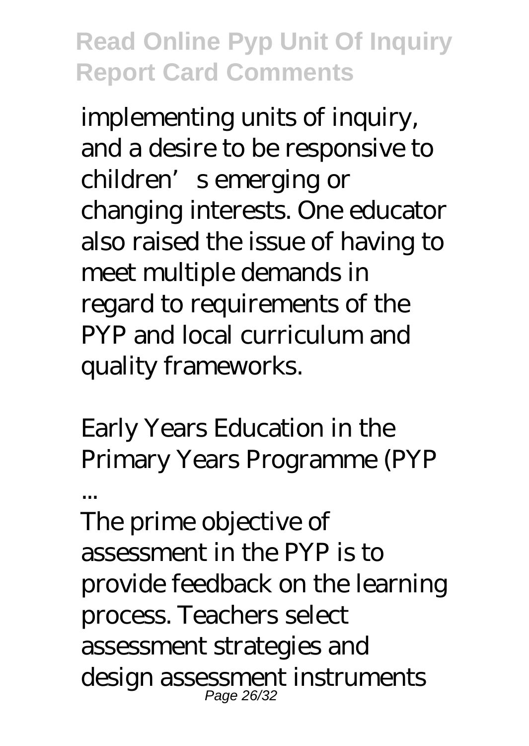implementing units of inquiry, and a desire to be responsive to children's emerging or changing interests. One educator also raised the issue of having to meet multiple demands in regard to requirements of the PYP and local curriculum and quality frameworks.

Early Years Education in the Primary Years Programme (PYP ...

The prime objective of assessment in the PYP is to provide feedback on the learning process. Teachers select assessment strategies and design assessment instruments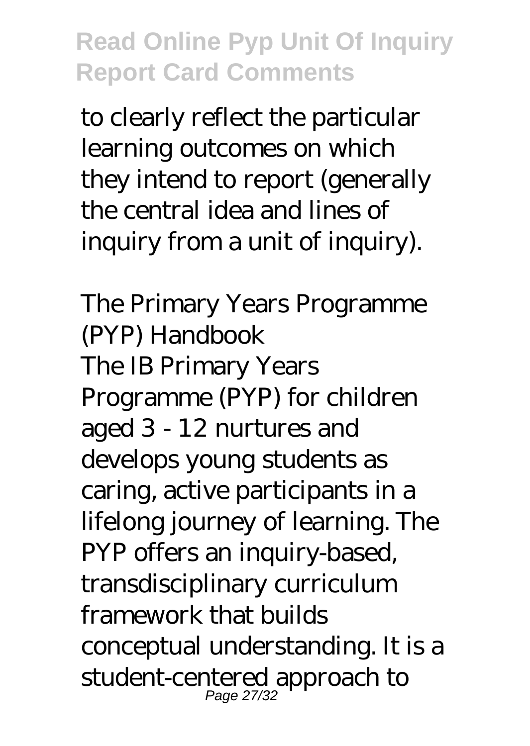to clearly reflect the particular learning outcomes on which they intend to report (generally the central idea and lines of inquiry from a unit of inquiry).

*The Primary Years Programme (PYP) Handbook*

The IB Primary Years Programme (PYP) for children aged 3 - 12 nurtures and develops young students as caring, active participants in a lifelong journey of learning. The PYP offers an inquiry-based, transdisciplinary curriculum framework that builds conceptual understanding. It is a student-centered approach to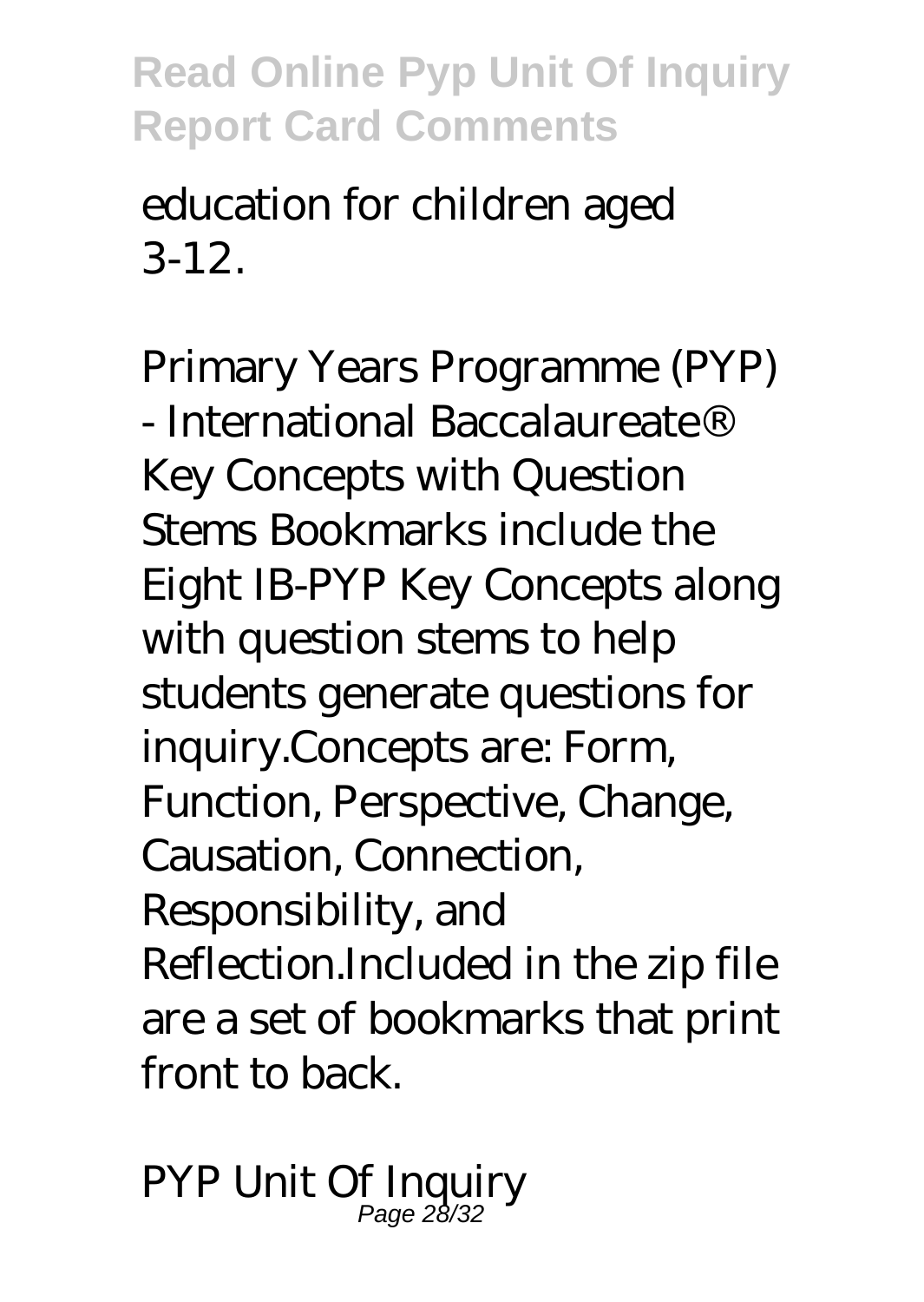education for children aged 3-12.

*Primary Years Programme (PYP) - International Baccalaureate®*

Key Concepts with Question Stems Bookmarks include the Eight IB-PYP Key Concepts along with question stems to help students generate questions for inquiry.Concepts are: Form, Function, Perspective, Change, Causation, Connection, Responsibility, and Reflection.Included in the zip file are a set of bookmarks that print front to back.

*PYP Unit Of Inquiry*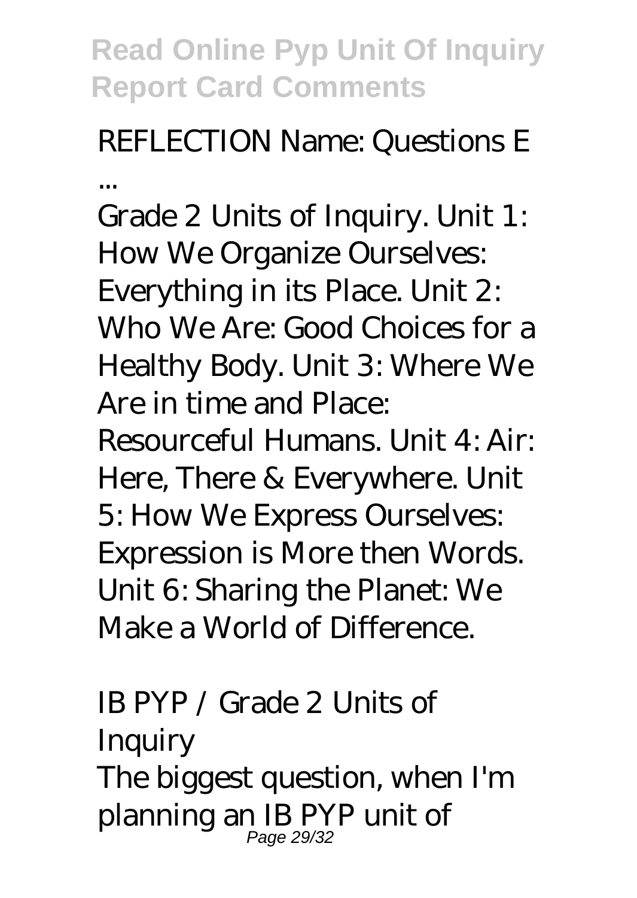## REFLECTION Name: Questions E ...

Grade 2 Units of Inquiry. Unit 1: How We Organize Ourselves: Everything in its Place. Unit 2: Who We Are: Good Choices for a Healthy Body. Unit 3: Where We Are in time and Place: Resourceful Humans. Unit 4: Air: Here, There & Everywhere. Unit 5: How We Express Ourselves: Expression is More then Words. Unit 6: Sharing the Planet: We Make a World of Difference.

## IB PYP / Grade 2 Units of Inquiry

The biggest question, when I'm planning an IB PYP unit of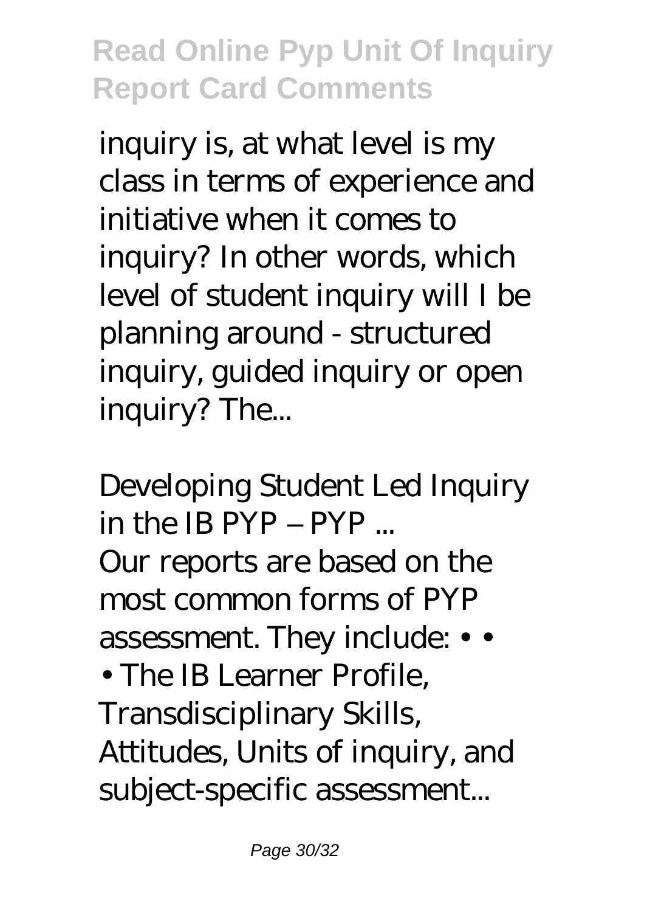inquiry is, at what level is my class in terms of experience and initiative when it comes to inquiry? In other words, which level of student inquiry will I be planning around - structured inquiry, guided inquiry or open inquiry? The...

*Developing Student Led Inquiry in the IB PYP – PYP ...*

Our reports are based on the most common forms of PYP assessment. They include: • • • The IB Learner Profile, Transdisciplinary Skills, Attitudes, Units of inquiry, and subject-specific assessment...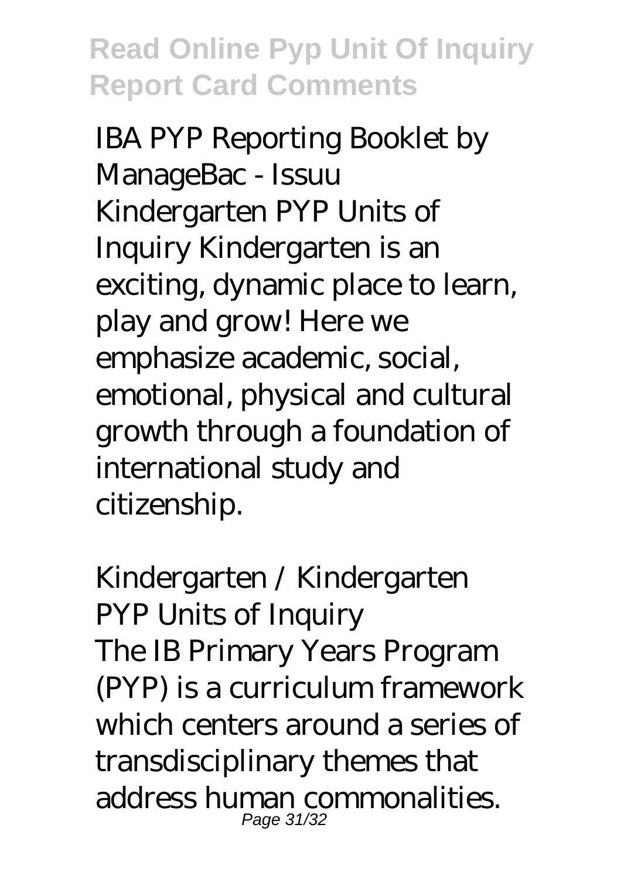*IBA PYP Reporting Booklet by ManageBac - Issuu*

Kindergarten PYP Units of Inquiry Kindergarten is an exciting, dynamic place to learn, play and grow! Here we emphasize academic, social, emotional, physical and cultural growth through a foundation of international study and citizenship.

*Kindergarten / Kindergarten PYP Units of Inquiry*

The IB Primary Years Program (PYP) is a curriculum framework which centers around a series of transdisciplinary themes that address human commonalities.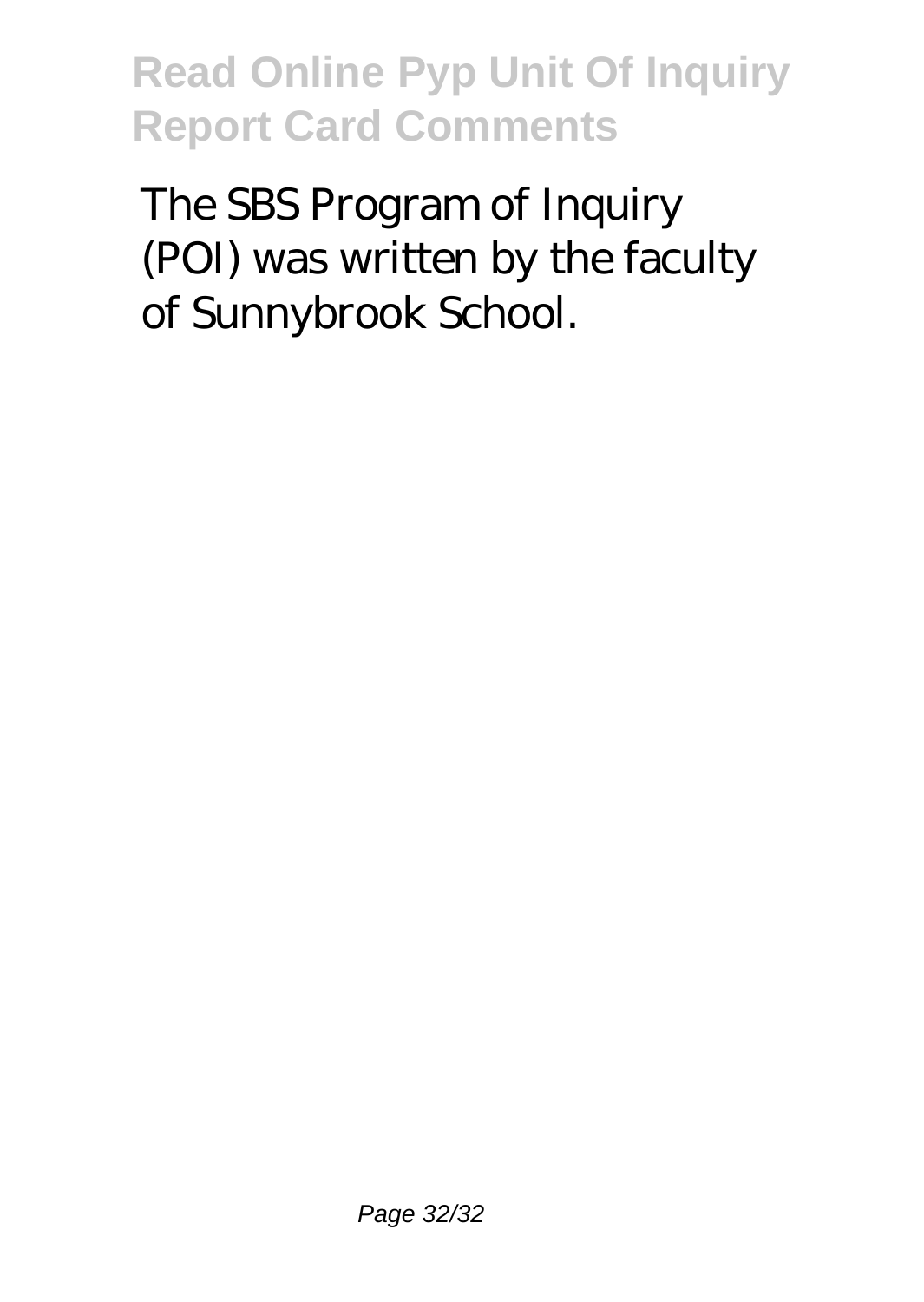The SBS Program of Inquiry (POI) was written by the faculty of Sunnybrook School.